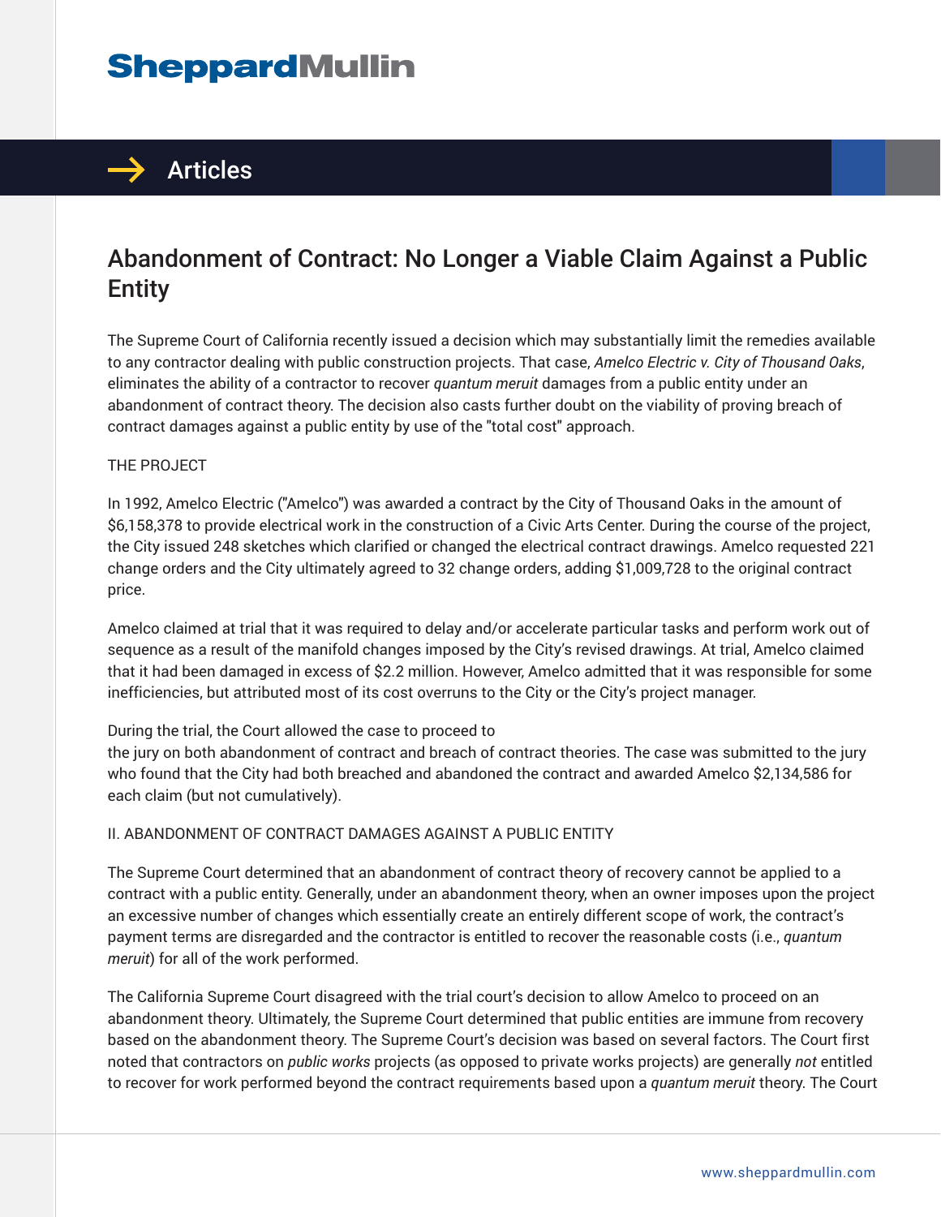# Abandonment of Contract: No Longer a Viable Claim Against a Public Entity

The Supreme Court of California recently issued a decision which may substantially limit the remedies available to any contractor dealing with public construction projects. That case, *Amelco Electric v. City of Thousand Oaks*, eliminates the ability of a contractor to recover *quantum meruit* damages from a public entity under an abandonment of contract theory. The decision also casts further doubt on the viability of proving breach of contract damages against a public entity by use of the "total cost" approach.

THE PROJECT

In 1992, Amelco Electric ("Amelco") was awarded a contract by the City of Thousand Oaks in the amount of $6,158,378 to provide electrical work in the construction of a Civic Arts Center. During the course of the project, the City issued 248 sketches which clarified or changed the electrical contract drawings. Amelco requested 221 change orders and the City ultimately agreed to 32 change orders, adding $1,009,728 to the original contract price.

Amelco claimed at trial that it was required to delay and/or accelerate particular tasks and perform work out of sequence as a result of the manifold changes imposed by the City's revised drawings. At trial, Amelco claimed that it had been damaged in excess of $2.2 million. However, Amelco admitted that it was responsible for some inefficiencies, but attributed most of its cost overruns to the City or the City's project manager.

During the trial, the Court allowed the case to proceed to the jury on both abandonment of contract and breach of contract theories. The case was submitted to the jury who found that the City had both breached and abandoned the contract and awarded Amelco $2,134,586 for each claim (but not cumulatively).

II. ABANDONMENT OF CONTRACT DAMAGES AGAINST A PUBLIC ENTITY

The Supreme Court determined that an abandonment of contract theory of recovery cannot be applied to a contract with a public entity. Generally, under an abandonment theory, when an owner imposes upon the project an excessive number of changes which essentially create an entirely different scope of work, the contract's payment terms are disregarded and the contractor is entitled to recover the reasonable costs (i.e., *quantum meruit*) for all of the work performed.

The California Supreme Court disagreed with the trial court's decision to allow Amelco to proceed on an abandonment theory. Ultimately, the Supreme Court determined that public entities are immune from recovery based on the abandonment theory. The Supreme Court's decision was based on several factors. The Court first noted that contractors on *public works* projects (as opposed to private works projects) are generally *not* entitled to recover for work performed beyond the contract requirements based upon a *quantum meruit* theory. The Court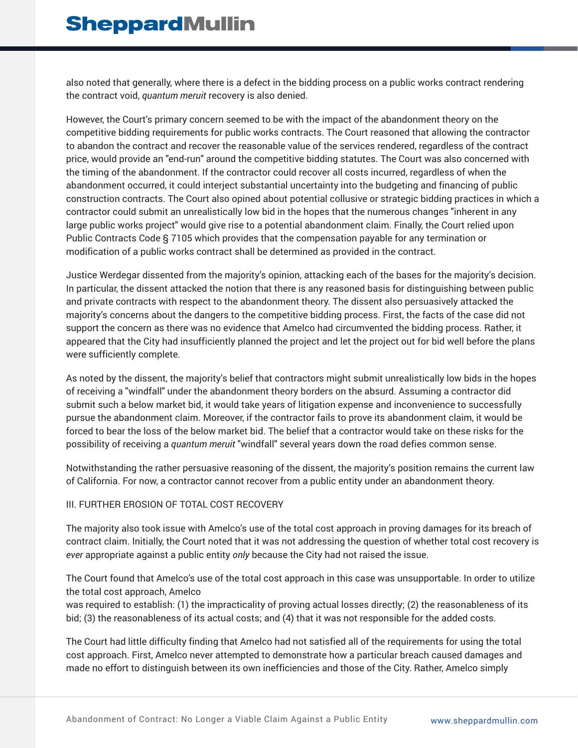also noted that generally, where there is a defect in the bidding process on a public works contract rendering the contract void, *quantum meruit* recovery is also denied.

However, the Court's primary concern seemed to be with the impact of the abandonment theory on the competitive bidding requirements for public works contracts. The Court reasoned that allowing the contractor to abandon the contract and recover the reasonable value of the services rendered, regardless of the contract price, would provide an "end-run" around the competitive bidding statutes. The Court was also concerned with the timing of the abandonment. If the contractor could recover all costs incurred, regardless of when the abandonment occurred, it could interject substantial uncertainty into the budgeting and financing of public construction contracts. The Court also opined about potential collusive or strategic bidding practices in which a contractor could submit an unrealistically low bid in the hopes that the numerous changes "inherent in any large public works project" would give rise to a potential abandonment claim. Finally, the Court relied upon Public Contracts Code § 7105 which provides that the compensation payable for any termination or modification of a public works contract shall be determined as provided in the contract.

Justice Werdegar dissented from the majority's opinion, attacking each of the bases for the majority's decision. In particular, the dissent attacked the notion that there is any reasoned basis for distinguishing between public and private contracts with respect to the abandonment theory. The dissent also persuasively attacked the majority's concerns about the dangers to the competitive bidding process. First, the facts of the case did not support the concern as there was no evidence that Amelco had circumvented the bidding process. Rather, it appeared that the City had insufficiently planned the project and let the project out for bid well before the plans were sufficiently complete.

As noted by the dissent, the majority's belief that contractors might submit unrealistically low bids in the hopes of receiving a "windfall" under the abandonment theory borders on the absurd. Assuming a contractor did submit such a below market bid, it would take years of litigation expense and inconvenience to successfully pursue the abandonment claim. Moreover, if the contractor fails to prove its abandonment claim, it would be forced to bear the loss of the below market bid. The belief that a contractor would take on these risks for the possibility of receiving a *quantum meruit* "windfall" several years down the road defies common sense.

Notwithstanding the rather persuasive reasoning of the dissent, the majority's position remains the current law of California. For now, a contractor cannot recover from a public entity under an abandonment theory.

## III. FURTHER EROSION OF TOTAL COST RECOVERY

The majority also took issue with Amelco's use of the total cost approach in proving damages for its breach of contract claim. Initially, the Court noted that it was not addressing the question of whether total cost recovery is *ever* appropriate against a public entity *only* because the City had not raised the issue.

The Court found that Amelco's use of the total cost approach in this case was unsupportable. In order to utilize the total cost approach, Amelco was required to establish: (1) the impracticality of proving actual losses directly; (2) the reasonableness of its bid; (3) the reasonableness of its actual costs; and (4) that it was not responsible for the added costs.

The Court had little difficulty finding that Amelco had not satisfied all of the requirements for using the total cost approach. First, Amelco never attempted to demonstrate how a particular breach caused damages and made no effort to distinguish between its own inefficiencies and those of the City. Rather, Amelco simply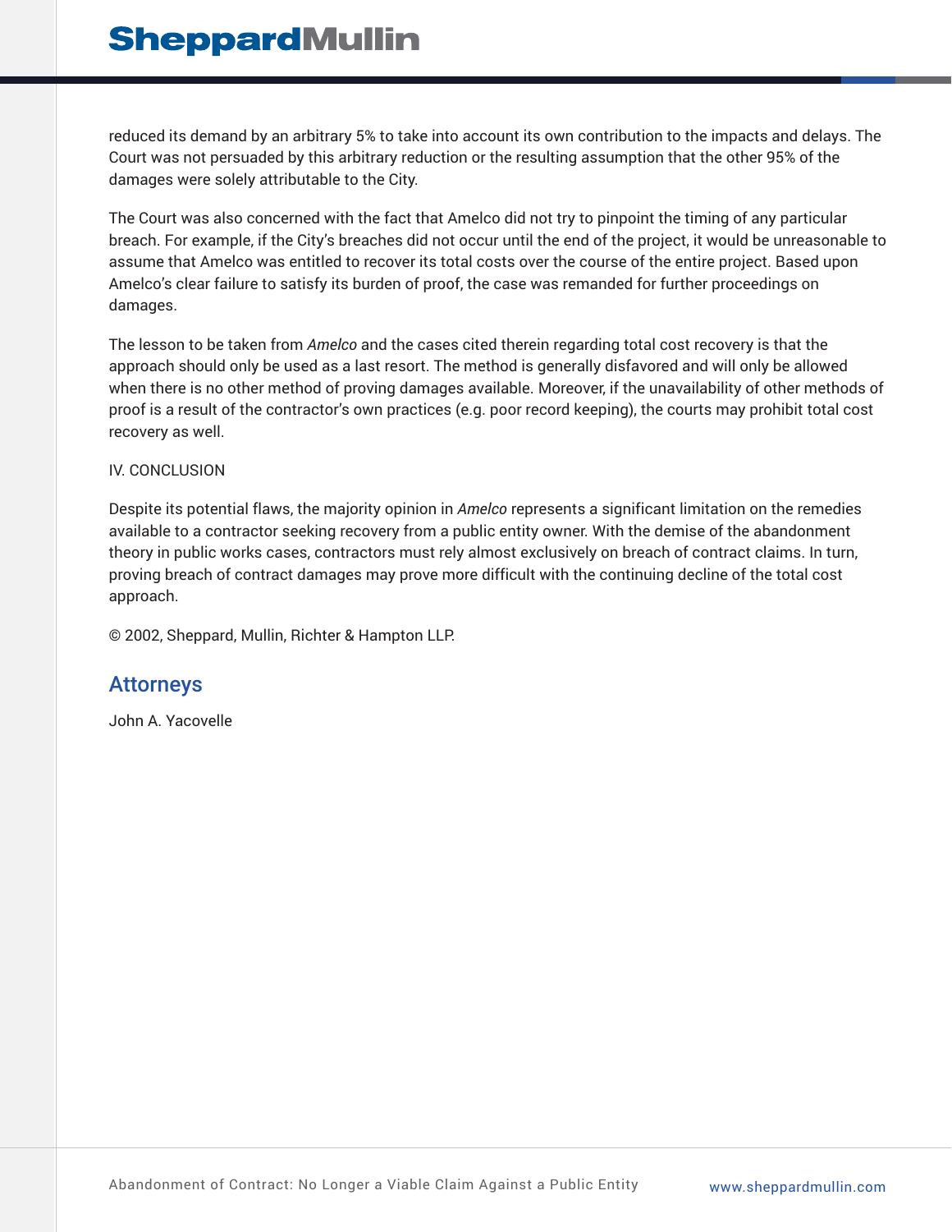reduced its demand by an arbitrary 5% to take into account its own contribution to the impacts and delays. The Court was not persuaded by this arbitrary reduction or the resulting assumption that the other 95% of the damages were solely attributable to the City.

The Court was also concerned with the fact that Amelco did not try to pinpoint the timing of any particular breach. For example, if the City's breaches did not occur until the end of the project, it would be unreasonable to assume that Amelco was entitled to recover its total costs over the course of the entire project. Based upon Amelco's clear failure to satisfy its burden of proof, the case was remanded for further proceedings on damages.

The lesson to be taken from *Amelco* and the cases cited therein regarding total cost recovery is that the approach should only be used as a last resort. The method is generally disfavored and will only be allowed when there is no other method of proving damages available. Moreover, if the unavailability of other methods of proof is a result of the contractor's own practices (e.g. poor record keeping), the courts may prohibit total cost recovery as well.

IV. CONCLUSION

Despite its potential flaws, the majority opinion in *Amelco* represents a significant limitation on the remedies available to a contractor seeking recovery from a public entity owner. With the demise of the abandonment theory in public works cases, contractors must rely almost exclusively on breach of contract claims. In turn, proving breach of contract damages may prove more difficult with the continuing decline of the total cost approach.

© 2002, Sheppard, Mullin, Richter & Hampton LLP.

## Attorneys

John A. Yacovelle